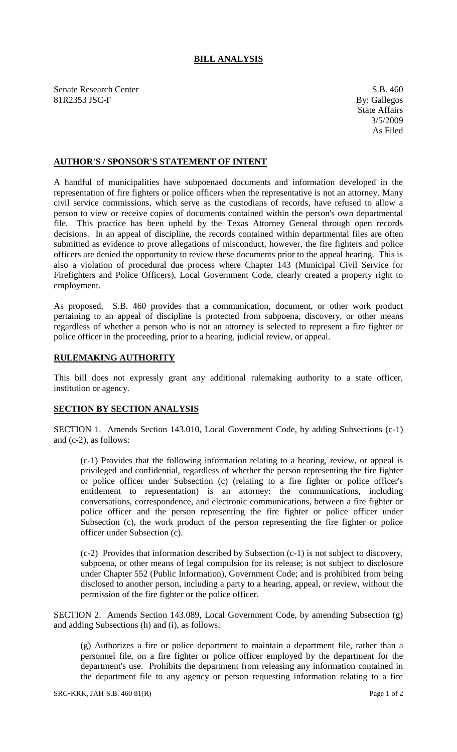# BILL ANALYSIS

Senate Research Center
81R2353 JSC-F

S.B. 460
By: Gallegos
State Affairs
3/5/2009
As Filed

## AUTHOR'S / SPONSOR'S STATEMENT OF INTENT

A handful of municipalities have subpoenaed documents and information developed in the representation of fire fighters or police officers when the representative is not an attorney. Many civil service commissions, which serve as the custodians of records, have refused to allow a person to view or receive copies of documents contained within the person's own departmental file. This practice has been upheld by the Texas Attorney General through open records decisions. In an appeal of discipline, the records contained within departmental files are often submitted as evidence to prove allegations of misconduct, however, the fire fighters and police officers are denied the opportunity to review these documents prior to the appeal hearing. This is also a violation of procedural due process where Chapter 143 (Municipal Civil Service for Firefighters and Police Officers), Local Government Code, clearly created a property right to employment.

As proposed, S.B. 460 provides that a communication, document, or other work product pertaining to an appeal of discipline is protected from subpoena, discovery, or other means regardless of whether a person who is not an attorney is selected to represent a fire fighter or police officer in the proceeding, prior to a hearing, judicial review, or appeal.

## RULEMAKING AUTHORITY

This bill does not expressly grant any additional rulemaking authority to a state officer, institution or agency.

## SECTION BY SECTION ANALYSIS

SECTION 1. Amends Section 143.010, Local Government Code, by adding Subsections (c-1) and (c-2), as follows:

(c-1) Provides that the following information relating to a hearing, review, or appeal is privileged and confidential, regardless of whether the person representing the fire fighter or police officer under Subsection (c) (relating to a fire fighter or police officer's entitlement to representation) is an attorney: the communications, including conversations, correspondence, and electronic communications, between a fire fighter or police officer and the person representing the fire fighter or police officer under Subsection (c), the work product of the person representing the fire fighter or police officer under Subsection (c).

(c-2) Provides that information described by Subsection (c-1) is not subject to discovery, subpoena, or other means of legal compulsion for its release; is not subject to disclosure under Chapter 552 (Public Information), Government Code; and is prohibited from being disclosed to another person, including a party to a hearing, appeal, or review, without the permission of the fire fighter or the police officer.

SECTION 2. Amends Section 143.089, Local Government Code, by amending Subsection (g) and adding Subsections (h) and (i), as follows:

(g) Authorizes a fire or police department to maintain a department file, rather than a personnel file, on a fire fighter or police officer employed by the department for the department's use. Prohibits the department from releasing any information contained in the department file to any agency or person requesting information relating to a fire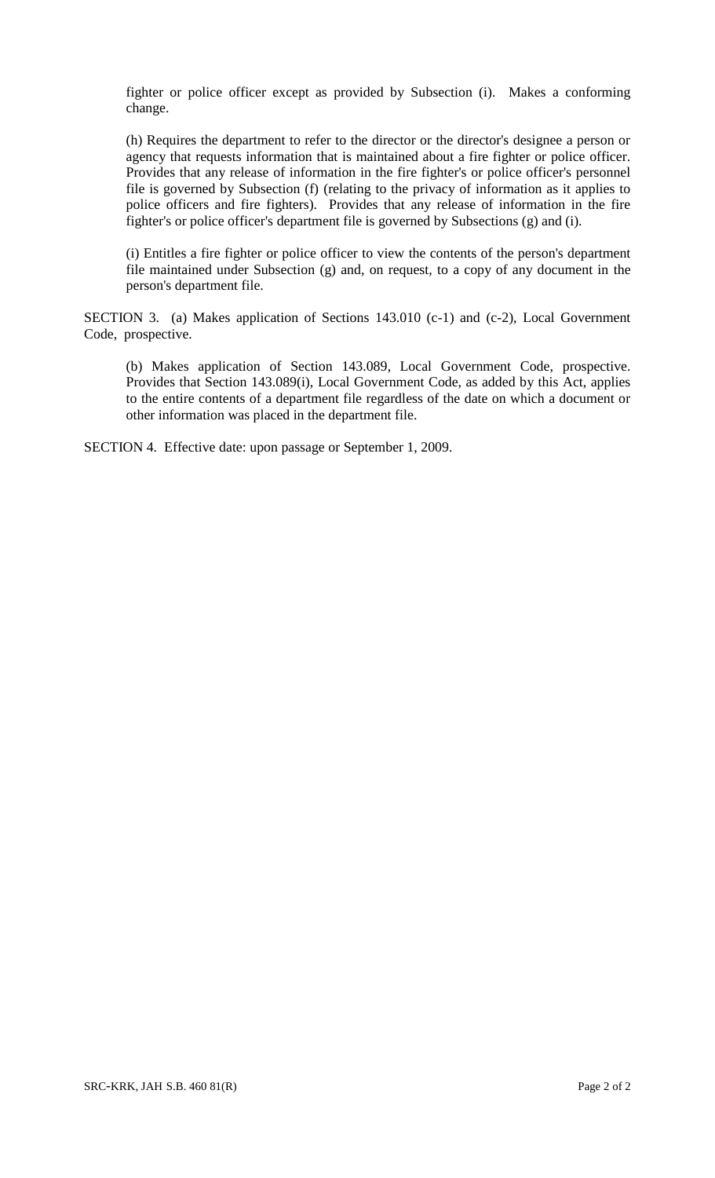fighter or police officer except as provided by Subsection (i). Makes a conforming change.

(h) Requires the department to refer to the director or the director's designee a person or agency that requests information that is maintained about a fire fighter or police officer. Provides that any release of information in the fire fighter's or police officer's personnel file is governed by Subsection (f) (relating to the privacy of information as it applies to police officers and fire fighters). Provides that any release of information in the fire fighter's or police officer's department file is governed by Subsections (g) and (i).

(i) Entitles a fire fighter or police officer to view the contents of the person's department file maintained under Subsection (g) and, on request, to a copy of any document in the person's department file.

SECTION 3. (a) Makes application of Sections 143.010 (c-1) and (c-2), Local Government Code, prospective.

(b) Makes application of Section 143.089, Local Government Code, prospective. Provides that Section 143.089(i), Local Government Code, as added by this Act, applies to the entire contents of a department file regardless of the date on which a document or other information was placed in the department file.

SECTION 4. Effective date: upon passage or September 1, 2009.